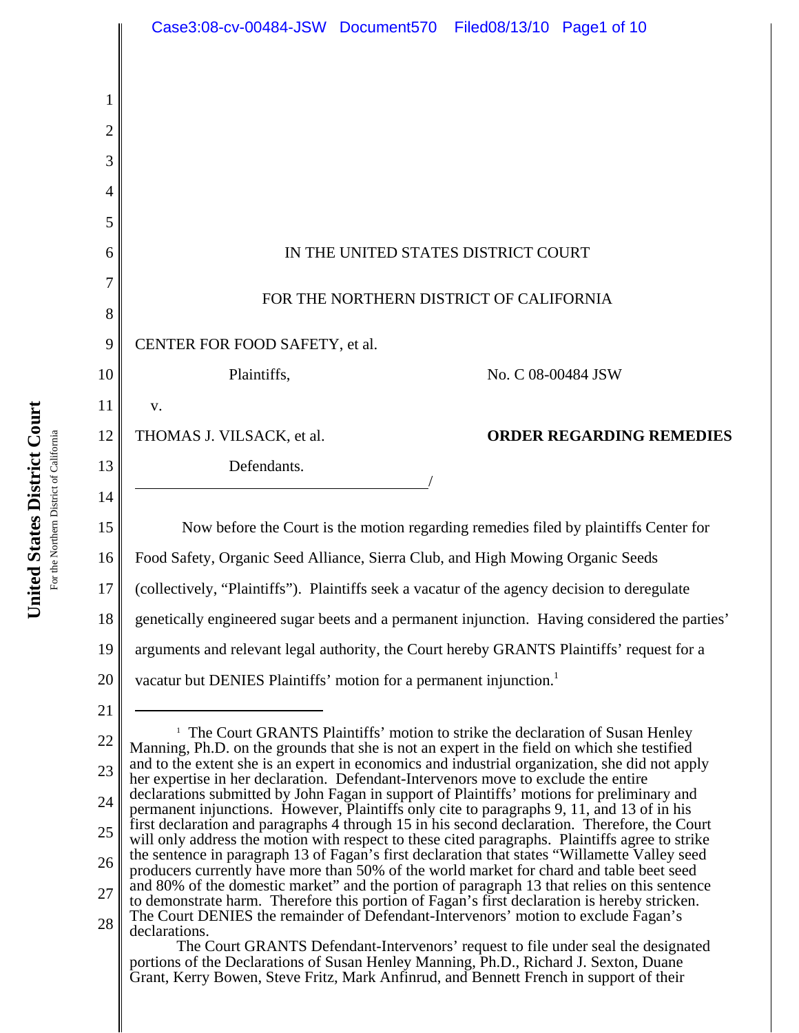IN THE UNITED STATES DISTRICT COURT

FOR THE NORTHERN DISTRICT OF CALIFORNIA

CENTER FOR FOOD SAFETY, et al.

Plaintiffs,

v.

THOMAS J. VILSACK, et al.

Defendants.

No. C 08-00484 JSW

**ORDER REGARDING REMEDIES**

Now before the Court is the motion regarding remedies filed by plaintiffs Center for Food Safety, Organic Seed Alliance, Sierra Club, and High Mowing Organic Seeds (collectively, "Plaintiffs"). Plaintiffs seek a vacatur of the agency decision to deregulate genetically engineered sugar beets and a permanent injunction. Having considered the parties' arguments and relevant legal authority, the Court hereby GRANTS Plaintiffs' request for a vacatur but DENIES Plaintiffs' motion for a permanent injunction.[1]

---

[1] The Court GRANTS Plaintiffs' motion to strike the declaration of Susan Henley Manning, Ph.D. on the grounds that she is not an expert in the field on which she testified and to the extent she is an expert in economics and industrial organization, she did not apply her expertise in her declaration. Defendant-Intervenors move to exclude the entire declarations submitted by John Fagan in support of Plaintiffs' motions for preliminary and permanent injunctions. However, Plaintiffs only cite to paragraphs 9, 11, and 13 of in his first declaration and paragraphs 4 through 15 in his second declaration. Therefore, the Court will only address the motion with respect to these cited paragraphs. Plaintiffs agree to strike the sentence in paragraph 13 of Fagan's first declaration that states "Willamette Valley seed producers currently have more than 50% of the world market for chard and table beet seed and 80% of the domestic market" and the portion of paragraph 13 that relies on this sentence to demonstrate harm. Therefore this portion of Fagan's first declaration is hereby stricken. The Court DENIES the remainder of Defendant-Intervenors' motion to exclude Fagan's declarations.

The Court GRANTS Defendant-Intervenors' request to file under seal the designated portions of the Declarations of Susan Henley Manning, Ph.D., Richard J. Sexton, Duane Grant, Kerry Bowen, Steve Fritz, Mark Anfinrud, and Bennett French in support of their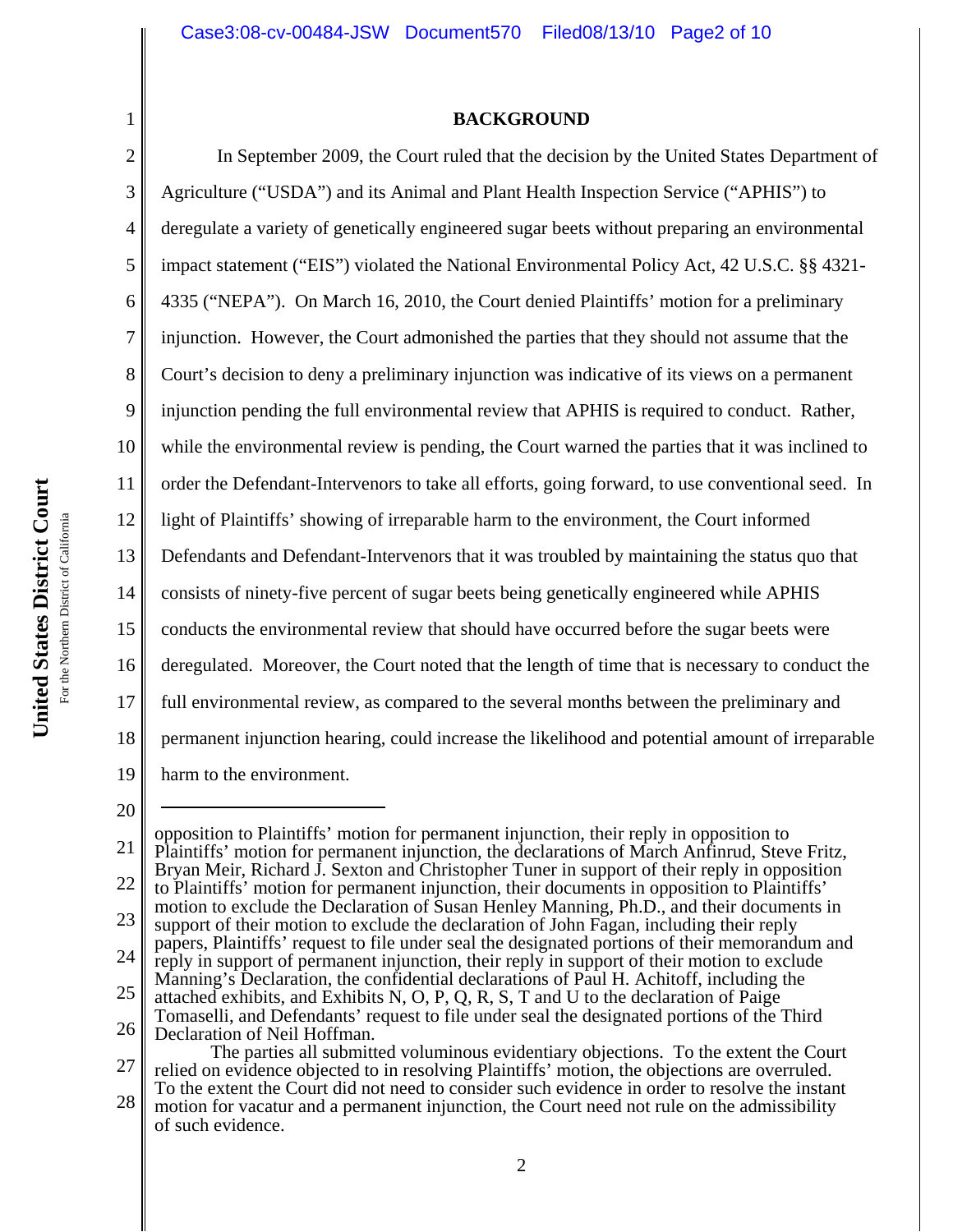## BACKGROUND

In September 2009, the Court ruled that the decision by the United States Department of Agriculture ("USDA") and its Animal and Plant Health Inspection Service ("APHIS") to deregulate a variety of genetically engineered sugar beets without preparing an environmental impact statement ("EIS") violated the National Environmental Policy Act, 42 U.S.C. §§ 4321-4335 ("NEPA"). On March 16, 2010, the Court denied Plaintiffs' motion for a preliminary injunction. However, the Court admonished the parties that they should not assume that the Court's decision to deny a preliminary injunction was indicative of its views on a permanent injunction pending the full environmental review that APHIS is required to conduct. Rather, while the environmental review is pending, the Court warned the parties that it was inclined to order the Defendant-Intervenors to take all efforts, going forward, to use conventional seed. In light of Plaintiffs' showing of irreparable harm to the environment, the Court informed Defendants and Defendant-Intervenors that it was troubled by maintaining the status quo that consists of ninety-five percent of sugar beets being genetically engineered while APHIS conducts the environmental review that should have occurred before the sugar beets were deregulated. Moreover, the Court noted that the length of time that is necessary to conduct the full environmental review, as compared to the several months between the preliminary and permanent injunction hearing, could increase the likelihood and potential amount of irreparable harm to the environment.

---

opposition to Plaintiffs' motion for permanent injunction, their reply in opposition to Plaintiffs' motion for permanent injunction, the declarations of March Anfinrud, Steve Fritz, Bryan Meir, Richard J. Sexton and Christopher Tuner in support of their reply in opposition to Plaintiffs' motion for permanent injunction, their documents in opposition to Plaintiffs' motion to exclude the Declaration of Susan Henley Manning, Ph.D., and their documents in support of their motion to exclude the declaration of John Fagan, including their reply papers, Plaintiffs' request to file under seal the designated portions of their memorandum and reply in support of permanent injunction, their reply in support of their motion to exclude Manning's Declaration, the confidential declarations of Paul H. Achitoff, including the attached exhibits, and Exhibits N, O, P, Q, R, S, T and U to the declaration of Paige Tomaselli, and Defendants' request to file under seal the designated portions of the Third Declaration of Neil Hoffman.

The parties all submitted voluminous evidentiary objections. To the extent the Court relied on evidence objected to in resolving Plaintiffs' motion, the objections are overruled. To the extent the Court did not need to consider such evidence in order to resolve the instant motion for vacatur and a permanent injunction, the Court need not rule on the admissibility of such evidence.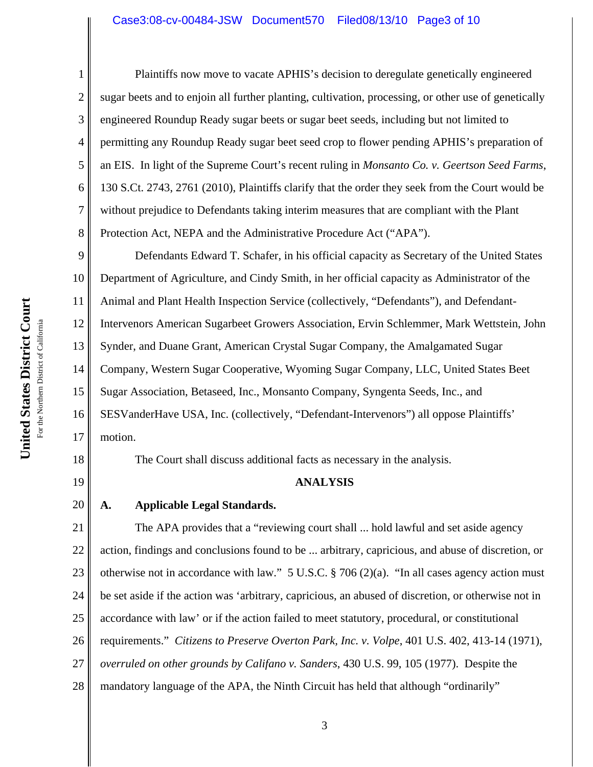Plaintiffs now move to vacate APHIS's decision to deregulate genetically engineered sugar beets and to enjoin all further planting, cultivation, processing, or other use of genetically engineered Roundup Ready sugar beets or sugar beet seeds, including but not limited to permitting any Roundup Ready sugar beet seed crop to flower pending APHIS's preparation of an EIS. In light of the Supreme Court's recent ruling in *Monsanto Co. v. Geertson Seed Farms*, 130 S.Ct. 2743, 2761 (2010), Plaintiffs clarify that the order they seek from the Court would be without prejudice to Defendants taking interim measures that are compliant with the Plant Protection Act, NEPA and the Administrative Procedure Act ("APA").

Defendants Edward T. Schafer, in his official capacity as Secretary of the United States Department of Agriculture, and Cindy Smith, in her official capacity as Administrator of the Animal and Plant Health Inspection Service (collectively, "Defendants"), and Defendant-Intervenors American Sugarbeet Growers Association, Ervin Schlemmer, Mark Wettstein, John Synder, and Duane Grant, American Crystal Sugar Company, the Amalgamated Sugar Company, Western Sugar Cooperative, Wyoming Sugar Company, LLC, United States Beet Sugar Association, Betaseed, Inc., Monsanto Company, Syngenta Seeds, Inc., and SESVanderHave USA, Inc. (collectively, "Defendant-Intervenors") all oppose Plaintiffs' motion.

The Court shall discuss additional facts as necessary in the analysis.

## ANALYSIS

### A. Applicable Legal Standards.

The APA provides that a "reviewing court shall ... hold lawful and set aside agency action, findings and conclusions found to be ... arbitrary, capricious, and abuse of discretion, or otherwise not in accordance with law." 5 U.S.C. § 706 (2)(a). "In all cases agency action must be set aside if the action was 'arbitrary, capricious, an abused of discretion, or otherwise not in accordance with law' or if the action failed to meet statutory, procedural, or constitutional requirements." *Citizens to Preserve Overton Park, Inc. v. Volpe*, 401 U.S. 402, 413-14 (1971), *overruled on other grounds by Califano v. Sanders*, 430 U.S. 99, 105 (1977). Despite the mandatory language of the APA, the Ninth Circuit has held that although "ordinarily"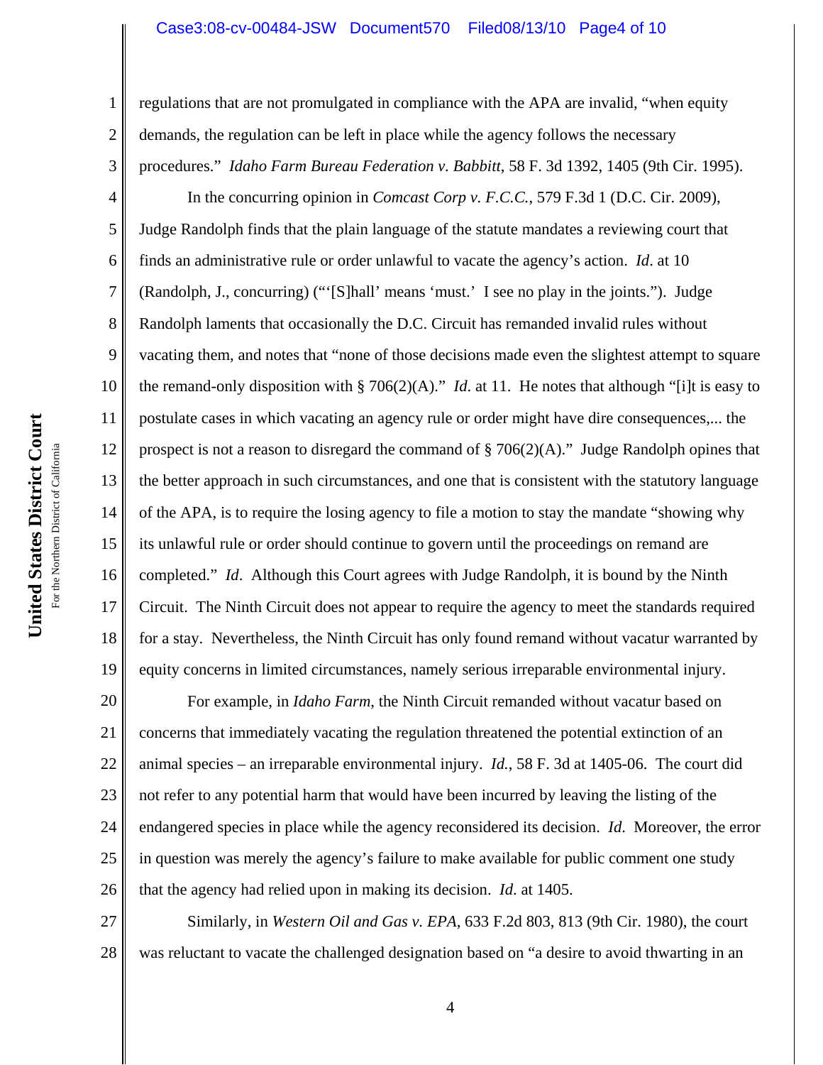regulations that are not promulgated in compliance with the APA are invalid, "when equity demands, the regulation can be left in place while the agency follows the necessary procedures." *Idaho Farm Bureau Federation v. Babbitt*, 58 F. 3d 1392, 1405 (9th Cir. 1995).

In the concurring opinion in *Comcast Corp v. F.C.C.*, 579 F.3d 1 (D.C. Cir. 2009), Judge Randolph finds that the plain language of the statute mandates a reviewing court that finds an administrative rule or order unlawful to vacate the agency's action. *Id*. at 10 (Randolph, J., concurring) ("'[S]hall' means 'must.' I see no play in the joints."). Judge Randolph laments that occasionally the D.C. Circuit has remanded invalid rules without vacating them, and notes that "none of those decisions made even the slightest attempt to square the remand-only disposition with § 706(2)(A)." *Id*. at 11. He notes that although "[i]t is easy to postulate cases in which vacating an agency rule or order might have dire consequences,... the prospect is not a reason to disregard the command of § 706(2)(A)." Judge Randolph opines that the better approach in such circumstances, and one that is consistent with the statutory language of the APA, is to require the losing agency to file a motion to stay the mandate "showing why its unlawful rule or order should continue to govern until the proceedings on remand are completed." *Id*. Although this Court agrees with Judge Randolph, it is bound by the Ninth Circuit. The Ninth Circuit does not appear to require the agency to meet the standards required for a stay. Nevertheless, the Ninth Circuit has only found remand without vacatur warranted by equity concerns in limited circumstances, namely serious irreparable environmental injury.

For example, in *Idaho Farm*, the Ninth Circuit remanded without vacatur based on concerns that immediately vacating the regulation threatened the potential extinction of an animal species – an irreparable environmental injury. *Id.*, 58 F. 3d at 1405-06. The court did not refer to any potential harm that would have been incurred by leaving the listing of the endangered species in place while the agency reconsidered its decision. *Id*. Moreover, the error in question was merely the agency's failure to make available for public comment one study that the agency had relied upon in making its decision. *Id*. at 1405.

Similarly, in *Western Oil and Gas v. EPA*, 633 F.2d 803, 813 (9th Cir. 1980), the court was reluctant to vacate the challenged designation based on "a desire to avoid thwarting in an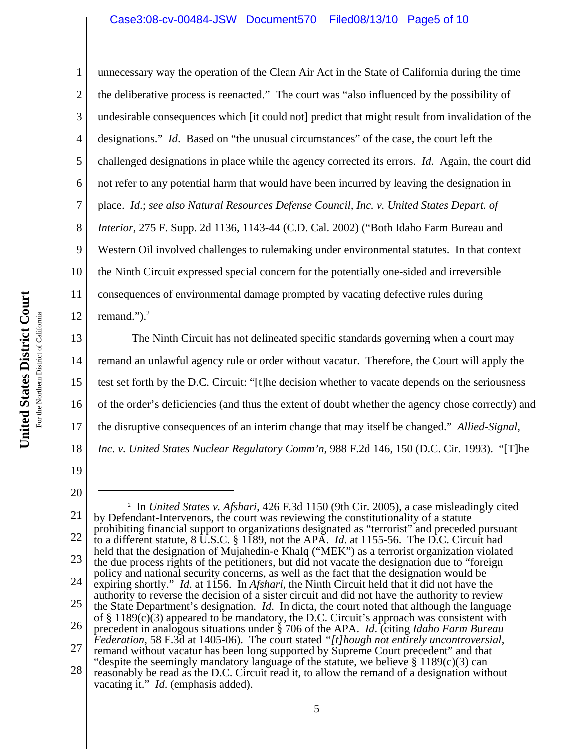unnecessary way the operation of the Clean Air Act in the State of California during the time the deliberative process is reenacted." The court was "also influenced by the possibility of undesirable consequences which [it could not] predict that might result from invalidation of the designations." *Id*. Based on "the unusual circumstances" of the case, the court left the challenged designations in place while the agency corrected its errors. *Id*. Again, the court did not refer to any potential harm that would have been incurred by leaving the designation in place. *Id.*; *see also Natural Resources Defense Council, Inc. v. United States Depart. of Interior*, 275 F. Supp. 2d 1136, 1143-44 (C.D. Cal. 2002) ("Both Idaho Farm Bureau and Western Oil involved challenges to rulemaking under environmental statutes. In that context the Ninth Circuit expressed special concern for the potentially one-sided and irreversible consequences of environmental damage prompted by vacating defective rules during remand.").[2]

The Ninth Circuit has not delineated specific standards governing when a court may remand an unlawful agency rule or order without vacatur. Therefore, the Court will apply the test set forth by the D.C. Circuit: "[t]he decision whether to vacate depends on the seriousness of the order's deficiencies (and thus the extent of doubt whether the agency chose correctly) and the disruptive consequences of an interim change that may itself be changed." *Allied-Signal, Inc. v. United States Nuclear Regulatory Comm'n*, 988 F.2d 146, 150 (D.C. Cir. 1993). "[T]he

---

[2] In *United States v. Afshari*, 426 F.3d 1150 (9th Cir. 2005), a case misleadingly cited by Defendant-Intervenors, the court was reviewing the constitutionality of a statute prohibiting financial support to organizations designated as "terrorist" and preceded pursuant to a different statute, 8 U.S.C. § 1189, not the APA. *Id.* at 1155-56. The D.C. Circuit had held that the designation of Mujahedin-e Khalq ("MEK") as a terrorist organization violated the due process rights of the petitioners, but did not vacate the designation due to "foreign policy and national security concerns, as well as the fact that the designation would be expiring shortly." *Id.* at 1156. In *Afshari*, the Ninth Circuit held that it did not have the authority to reverse the decision of a sister circuit and did not have the authority to review the State Department's designation. *Id*. In dicta, the court noted that although the language of § 1189(c)(3) appeared to be mandatory, the D.C. Circuit's approach was consistent with precedent in analogous situations under § 706 of the APA. *Id*. (citing *Idaho Farm Bureau Federation*, 58 F.3d at 1405-06). The court stated *"[t]hough not entirely uncontroversial*, remand without vacatur has been long supported by Supreme Court precedent" and that "despite the seemingly mandatory language of the statute, we believe § 1189(c)(3) can reasonably be read as the D.C. Circuit read it, to allow the remand of a designation without vacating it." *Id*. (emphasis added).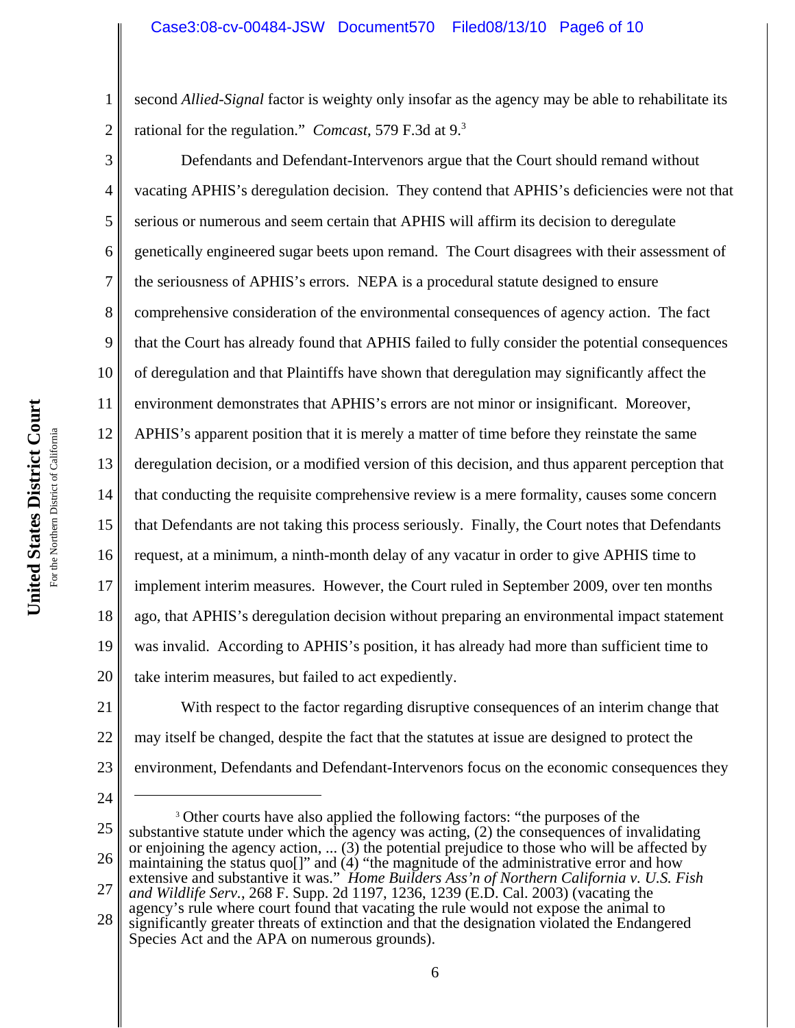second *Allied-Signal* factor is weighty only insofar as the agency may be able to rehabilitate its rational for the regulation." *Comcast*, 579 F.3d at 9.[3]

Defendants and Defendant-Intervenors argue that the Court should remand without vacating APHIS's deregulation decision. They contend that APHIS's deficiencies were not that serious or numerous and seem certain that APHIS will affirm its decision to deregulate genetically engineered sugar beets upon remand. The Court disagrees with their assessment of the seriousness of APHIS's errors. NEPA is a procedural statute designed to ensure comprehensive consideration of the environmental consequences of agency action. The fact that the Court has already found that APHIS failed to fully consider the potential consequences of deregulation and that Plaintiffs have shown that deregulation may significantly affect the environment demonstrates that APHIS's errors are not minor or insignificant. Moreover, APHIS's apparent position that it is merely a matter of time before they reinstate the same deregulation decision, or a modified version of this decision, and thus apparent perception that that conducting the requisite comprehensive review is a mere formality, causes some concern that Defendants are not taking this process seriously. Finally, the Court notes that Defendants request, at a minimum, a ninth-month delay of any vacatur in order to give APHIS time to implement interim measures. However, the Court ruled in September 2009, over ten months ago, that APHIS's deregulation decision without preparing an environmental impact statement was invalid. According to APHIS's position, it has already had more than sufficient time to take interim measures, but failed to act expediently.

With respect to the factor regarding disruptive consequences of an interim change that may itself be changed, despite the fact that the statutes at issue are designed to protect the environment, Defendants and Defendant-Intervenors focus on the economic consequences they

---

[3] Other courts have also applied the following factors: "the purposes of the substantive statute under which the agency was acting, (2) the consequences of invalidating or enjoining the agency action, ... (3) the potential prejudice to those who will be affected by maintaining the status quo[]" and (4) "the magnitude of the administrative error and how extensive and substantive it was." *Home Builders Ass'n of Northern California v. U.S. Fish and Wildlife Serv.*, 268 F. Supp. 2d 1197, 1236, 1239 (E.D. Cal. 2003) (vacating the agency's rule where court found that vacating the rule would not expose the animal to significantly greater threats of extinction and that the designation violated the Endangered Species Act and the APA on numerous grounds).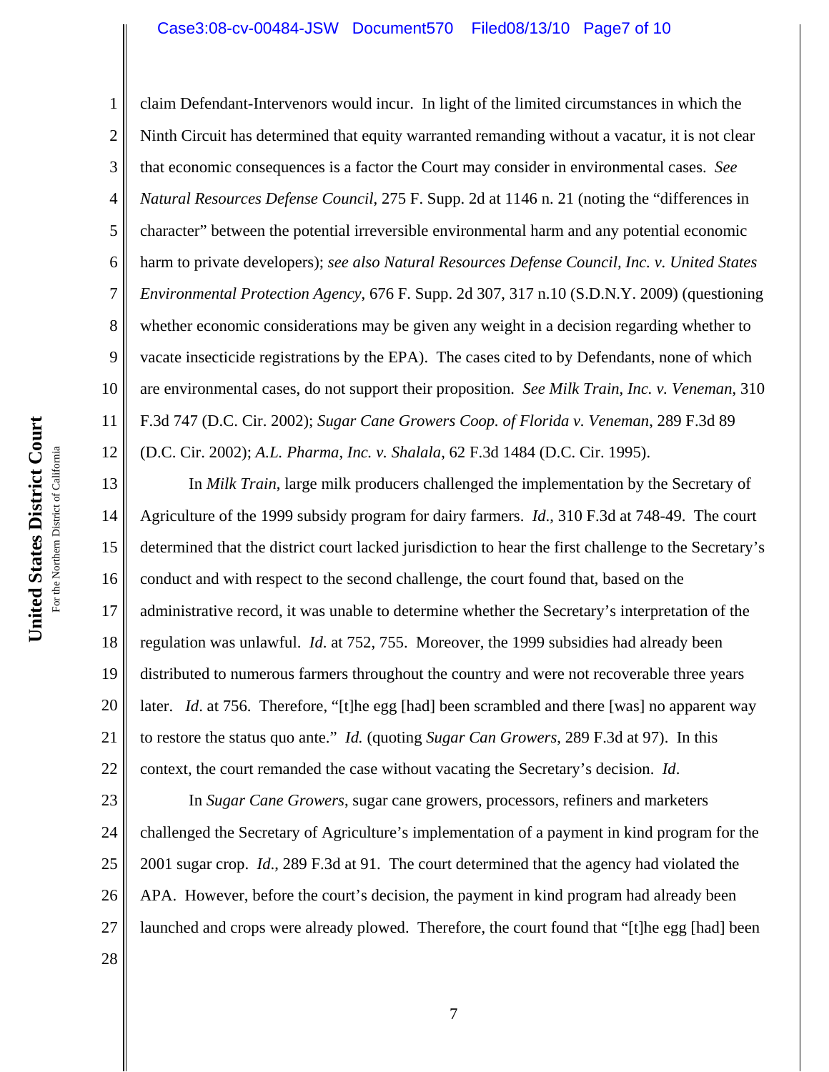claim Defendant-Intervenors would incur. In light of the limited circumstances in which the Ninth Circuit has determined that equity warranted remanding without a vacatur, it is not clear that economic consequences is a factor the Court may consider in environmental cases. *See Natural Resources Defense Council*, 275 F. Supp. 2d at 1146 n. 21 (noting the "differences in character" between the potential irreversible environmental harm and any potential economic harm to private developers); *see also Natural Resources Defense Council, Inc. v. United States Environmental Protection Agency*, 676 F. Supp. 2d 307, 317 n.10 (S.D.N.Y. 2009) (questioning whether economic considerations may be given any weight in a decision regarding whether to vacate insecticide registrations by the EPA). The cases cited to by Defendants, none of which are environmental cases, do not support their proposition. *See Milk Train, Inc. v. Veneman*, 310 F.3d 747 (D.C. Cir. 2002); *Sugar Cane Growers Coop. of Florida v. Veneman*, 289 F.3d 89 (D.C. Cir. 2002); *A.L. Pharma, Inc. v. Shalala*, 62 F.3d 1484 (D.C. Cir. 1995).

In *Milk Train*, large milk producers challenged the implementation by the Secretary of Agriculture of the 1999 subsidy program for dairy farmers. *Id.*, 310 F.3d at 748-49. The court determined that the district court lacked jurisdiction to hear the first challenge to the Secretary's conduct and with respect to the second challenge, the court found that, based on the administrative record, it was unable to determine whether the Secretary's interpretation of the regulation was unlawful. *Id.* at 752, 755. Moreover, the 1999 subsidies had already been distributed to numerous farmers throughout the country and were not recoverable three years later. *Id.* at 756. Therefore, "[t]he egg [had] been scrambled and there [was] no apparent way to restore the status quo ante." *Id.* (quoting *Sugar Can Growers*, 289 F.3d at 97). In this context, the court remanded the case without vacating the Secretary's decision. *Id*.

In *Sugar Cane Growers*, sugar cane growers, processors, refiners and marketers challenged the Secretary of Agriculture's implementation of a payment in kind program for the 2001 sugar crop. *Id.*, 289 F.3d at 91. The court determined that the agency had violated the APA. However, before the court's decision, the payment in kind program had already been launched and crops were already plowed. Therefore, the court found that "[t]he egg [had] been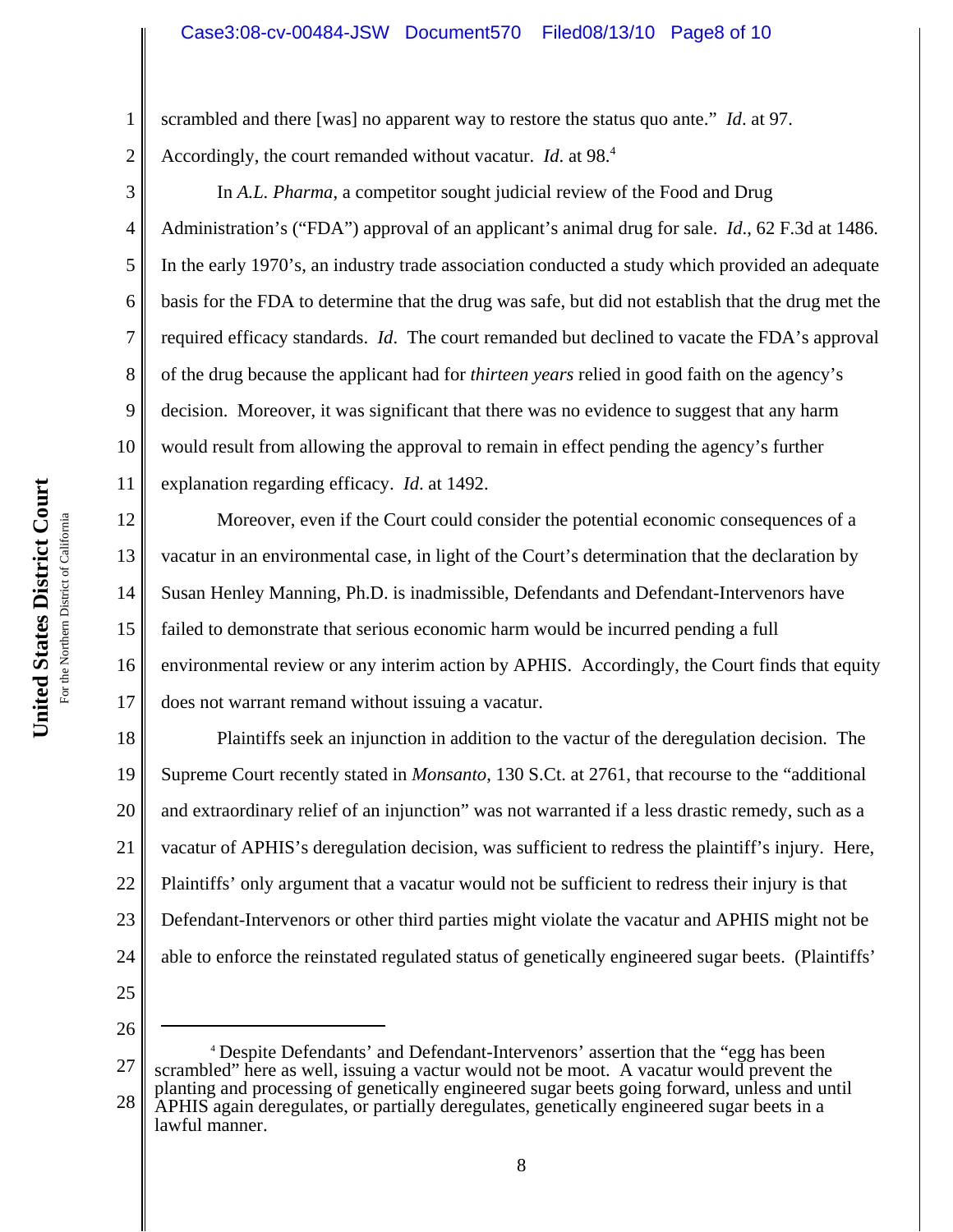scrambled and there [was] no apparent way to restore the status quo ante." *Id*. at 97. Accordingly, the court remanded without vacatur. *Id*. at 98.[4]

In *A.L. Pharma*, a competitor sought judicial review of the Food and Drug Administration's ("FDA") approval of an applicant's animal drug for sale. *Id*., 62 F.3d at 1486. In the early 1970's, an industry trade association conducted a study which provided an adequate basis for the FDA to determine that the drug was safe, but did not establish that the drug met the required efficacy standards. *Id*. The court remanded but declined to vacate the FDA's approval of the drug because the applicant had for *thirteen years* relied in good faith on the agency's decision. Moreover, it was significant that there was no evidence to suggest that any harm would result from allowing the approval to remain in effect pending the agency's further explanation regarding efficacy. *Id*. at 1492.

Moreover, even if the Court could consider the potential economic consequences of a vacatur in an environmental case, in light of the Court's determination that the declaration by Susan Henley Manning, Ph.D. is inadmissible, Defendants and Defendant-Intervenors have failed to demonstrate that serious economic harm would be incurred pending a full environmental review or any interim action by APHIS. Accordingly, the Court finds that equity does not warrant remand without issuing a vacatur.

Plaintiffs seek an injunction in addition to the vactur of the deregulation decision. The Supreme Court recently stated in *Monsanto*, 130 S.Ct. at 2761, that recourse to the "additional and extraordinary relief of an injunction" was not warranted if a less drastic remedy, such as a vacatur of APHIS's deregulation decision, was sufficient to redress the plaintiff's injury. Here, Plaintiffs' only argument that a vacatur would not be sufficient to redress their injury is that Defendant-Intervenors or other third parties might violate the vacatur and APHIS might not be able to enforce the reinstated regulated status of genetically engineered sugar beets. (Plaintiffs'

---

[4] Despite Defendants' and Defendant-Intervenors' assertion that the "egg has been scrambled" here as well, issuing a vactur would not be moot. A vacatur would prevent the planting and processing of genetically engineered sugar beets going forward, unless and until APHIS again deregulates, or partially deregulates, genetically engineered sugar beets in a lawful manner.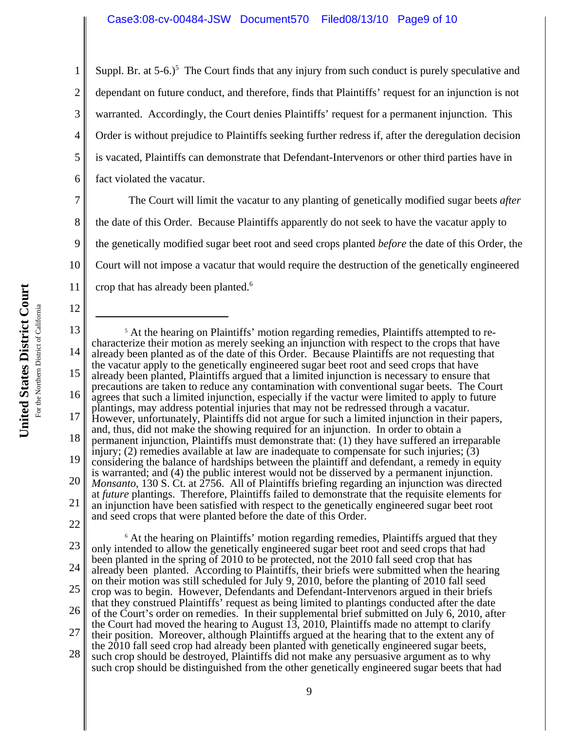Suppl. Br. at 5-6.)[5] The Court finds that any injury from such conduct is purely speculative and dependant on future conduct, and therefore, finds that Plaintiffs' request for an injunction is not warranted. Accordingly, the Court denies Plaintiffs' request for a permanent injunction. This Order is without prejudice to Plaintiffs seeking further redress if, after the deregulation decision is vacated, Plaintiffs can demonstrate that Defendant-Intervenors or other third parties have in fact violated the vacatur.

The Court will limit the vacatur to any planting of genetically modified sugar beets *after* the date of this Order. Because Plaintiffs apparently do not seek to have the vacatur apply to the genetically modified sugar beet root and seed crops planted *before* the date of this Order, the Court will not impose a vacatur that would require the destruction of the genetically engineered crop that has already been planted.[6]

---

[5] At the hearing on Plaintiffs' motion regarding remedies, Plaintiffs attempted to re-characterize their motion as merely seeking an injunction with respect to the crops that have already been planted as of the date of this Order. Because Plaintiffs are not requesting that the vacatur apply to the genetically engineered sugar beet root and seed crops that have already been planted, Plaintiffs argued that a limited injunction is necessary to ensure that precautions are taken to reduce any contamination with conventional sugar beets. The Court agrees that such a limited injunction, especially if the vactur were limited to apply to future plantings, may address potential injuries that may not be redressed through a vacatur. However, unfortunately, Plaintiffs did not argue for such a limited injunction in their papers, and, thus, did not make the showing required for an injunction. In order to obtain a permanent injunction, Plaintiffs must demonstrate that: (1) they have suffered an irreparable injury; (2) remedies available at law are inadequate to compensate for such injuries; (3) considering the balance of hardships between the plaintiff and defendant, a remedy in equity is warranted; and (4) the public interest would not be disserved by a permanent injunction. *Monsanto*, 130 S. Ct. at 2756. All of Plaintiffs briefing regarding an injunction was directed at *future* plantings. Therefore, Plaintiffs failed to demonstrate that the requisite elements for an injunction have been satisfied with respect to the genetically engineered sugar beet root and seed crops that were planted before the date of this Order.

[6] At the hearing on Plaintiffs' motion regarding remedies, Plaintiffs argued that they only intended to allow the genetically engineered sugar beet root and seed crops that had been planted in the spring of 2010 to be protected, not the 2010 fall seed crop that has already been planted. According to Plaintiffs, their briefs were submitted when the hearing on their motion was still scheduled for July 9, 2010, before the planting of 2010 fall seed crop was to begin. However, Defendants and Defendant-Intervenors argued in their briefs that they construed Plaintiffs' request as being limited to plantings conducted after the date of the Court's order on remedies. In their supplemental brief submitted on July 6, 2010, after the Court had moved the hearing to August 13, 2010, Plaintiffs made no attempt to clarify their position. Moreover, although Plaintiffs argued at the hearing that to the extent any of the 2010 fall seed crop had already been planted with genetically engineered sugar beets, such crop should be destroyed, Plaintiffs did not make any persuasive argument as to why such crop should be distinguished from the other genetically engineered sugar beets that had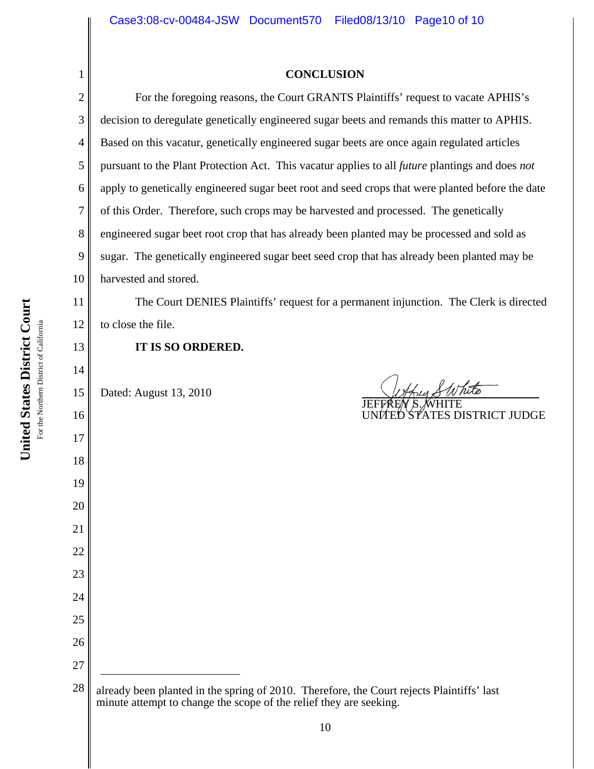## CONCLUSION

For the foregoing reasons, the Court GRANTS Plaintiffs' request to vacate APHIS's decision to deregulate genetically engineered sugar beets and remands this matter to APHIS. Based on this vacatur, genetically engineered sugar beets are once again regulated articles pursuant to the Plant Protection Act. This vacatur applies to all *future* plantings and does *not* apply to genetically engineered sugar beet root and seed crops that were planted before the date of this Order. Therefore, such crops may be harvested and processed. The genetically engineered sugar beet root crop that has already been planted may be processed and sold as sugar. The genetically engineered sugar beet seed crop that has already been planted may be harvested and stored.

The Court DENIES Plaintiffs' request for a permanent injunction. The Clerk is directed to close the file.

**IT IS SO ORDERED.**

Dated: August 13, 2010

JEFFREY S. WHITE
UNITED STATES DISTRICT JUDGE

---

already been planted in the spring of 2010. Therefore, the Court rejects Plaintiffs' last minute attempt to change the scope of the relief they are seeking.